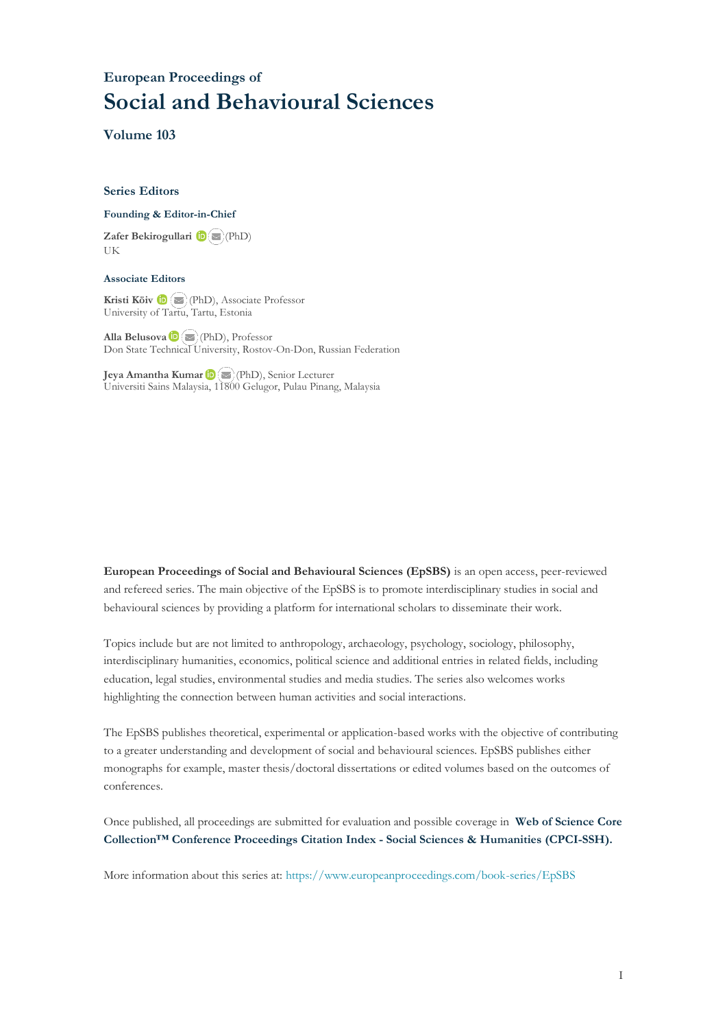European Proceedings of

# Social and Behavioural Sciences

## Volume 103

### Series Editors

**Founding & Editor-in-Chief**

**Zafer Bekirogullari** (PhD)
UK

**Associate Editors**

**Kristi Köiv** (PhD), Associate Professor
University of Tartu, Tartu, Estonia

**Alla Belusova** (PhD), Professor
Don State Technical University, Rostov-On-Don, Russian Federation

**Jeya Amantha Kumar** (PhD), Senior Lecturer
Universiti Sains Malaysia, 11800 Gelugor, Pulau Pinang, Malaysia

**European Proceedings of Social and Behavioural Sciences (EpSBS)** is an open access, peer-reviewed and refereed series. The main objective of the EpSBS is to promote interdisciplinary studies in social and behavioural sciences by providing a platform for international scholars to disseminate their work.

Topics include but are not limited to anthropology, archaeology, psychology, sociology, philosophy, interdisciplinary humanities, economics, political science and additional entries in related fields, including education, legal studies, environmental studies and media studies. The series also welcomes works highlighting the connection between human activities and social interactions.

The EpSBS publishes theoretical, experimental or application-based works with the objective of contributing to a greater understanding and development of social and behavioural sciences. EpSBS publishes either monographs for example, master thesis/doctoral dissertations or edited volumes based on the outcomes of conferences.

Once published, all proceedings are submitted for evaluation and possible coverage in **Web of Science Core Collection™ Conference Proceedings Citation Index - Social Sciences & Humanities (CPCI-SSH).**

More information about this series at: https://www.europeanproceedings.com/book-series/EpSBS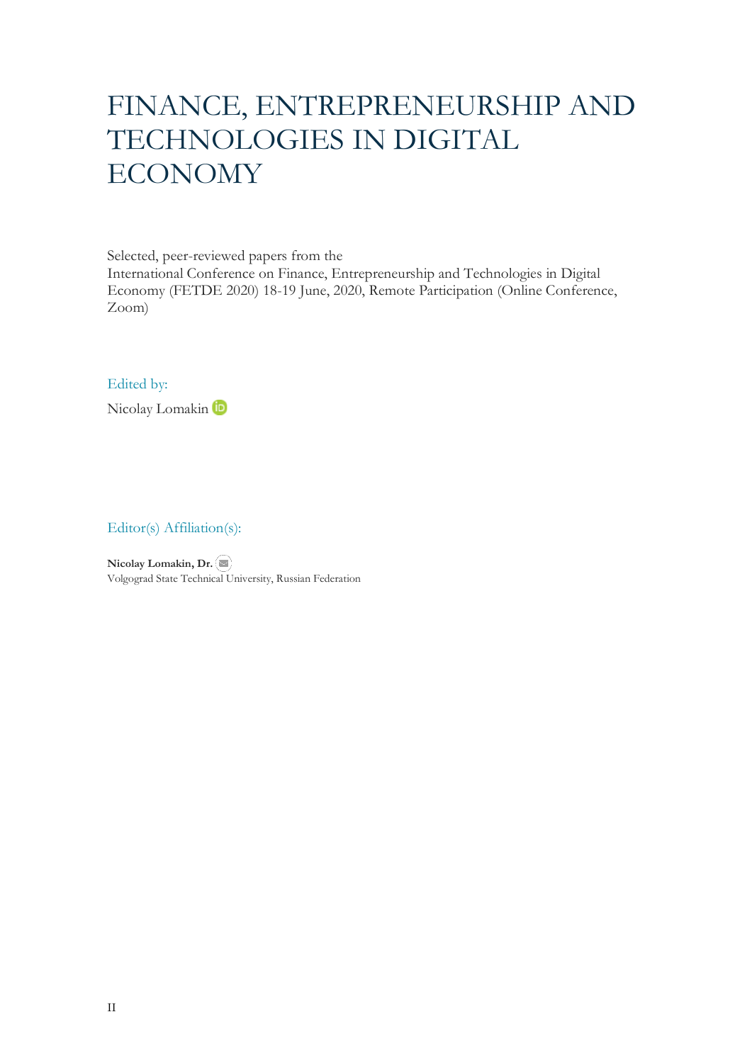# FINANCE, ENTREPRENEURSHIP AND TECHNOLOGIES IN DIGITAL ECONOMY

Selected, peer-reviewed papers from the
International Conference on Finance, Entrepreneurship and Technologies in Digital Economy (FETDE 2020) 18-19 June, 2020, Remote Participation (Online Conference, Zoom)

Edited by:

Nicolay Lomakin

Editor(s) Affiliation(s):

**Nicolay Lomakin, Dr.**
Volgograd State Technical University, Russian Federation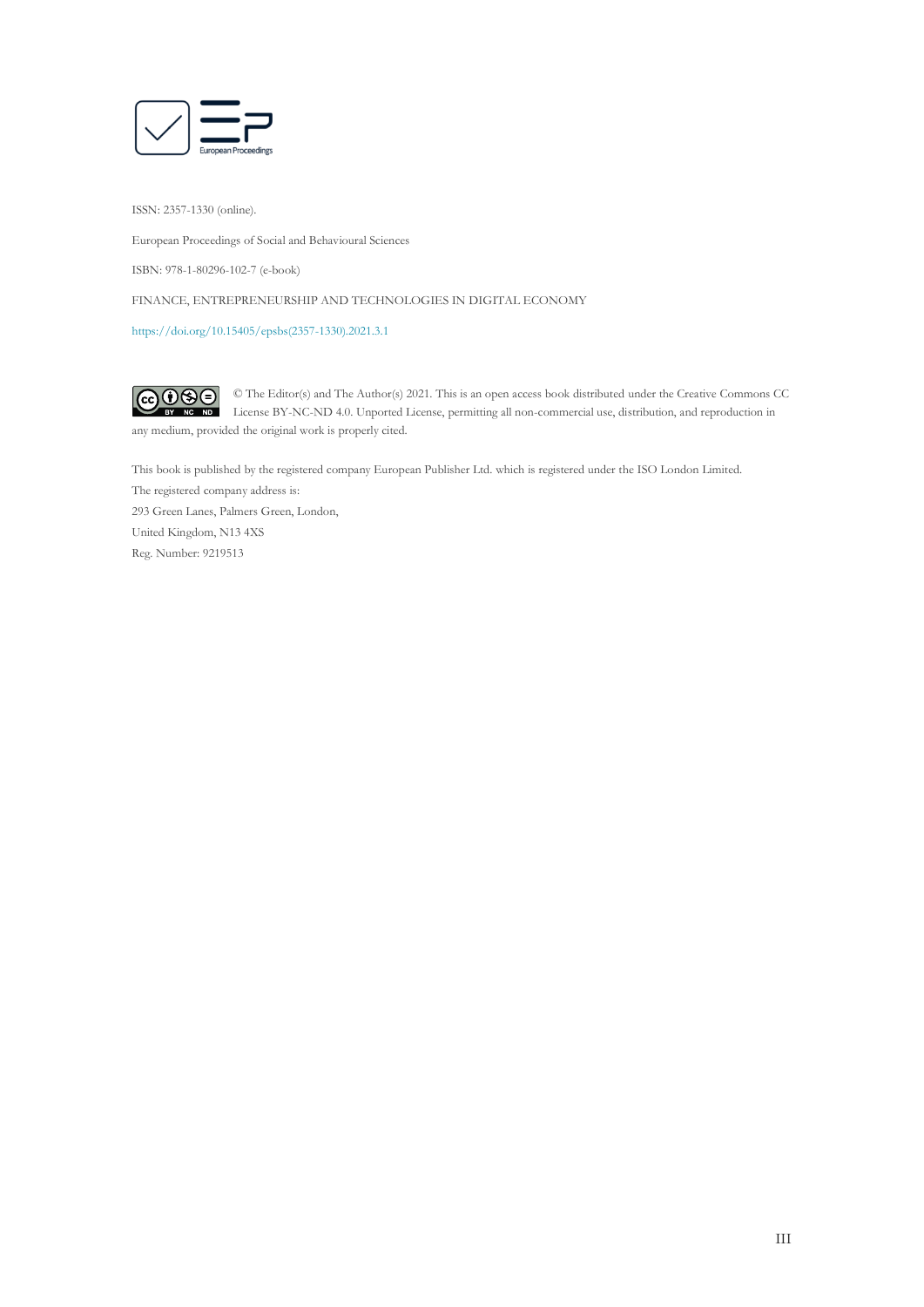ISSN: 2357-1330 (online).

European Proceedings of Social and Behavioural Sciences

ISBN: 978-1-80296-102-7 (e-book)

FINANCE, ENTREPRENEURSHIP AND TECHNOLOGIES IN DIGITAL ECONOMY

https://doi.org/10.15405/epsbs(2357-1330).2021.3.1

© The Editor(s) and The Author(s) 2021. This is an open access book distributed under the Creative Commons CC License BY-NC-ND 4.0. Unported License, permitting all non-commercial use, distribution, and reproduction in any medium, provided the original work is properly cited.

This book is published by the registered company European Publisher Ltd. which is registered under the ISO London Limited.
The registered company address is:
293 Green Lanes, Palmers Green, London,
United Kingdom, N13 4XS
Reg. Number: 9219513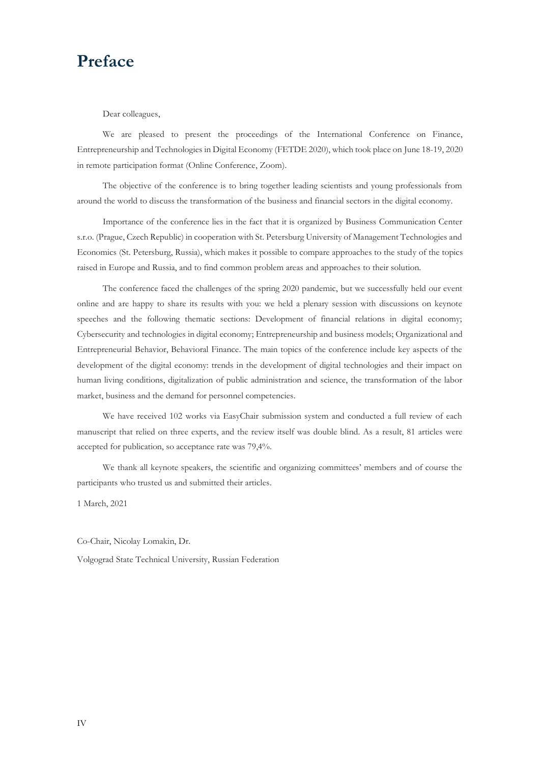# Preface

Dear colleagues,

We are pleased to present the proceedings of the International Conference on Finance, Entrepreneurship and Technologies in Digital Economy (FETDE 2020), which took place on June 18-19, 2020 in remote participation format (Online Conference, Zoom).

The objective of the conference is to bring together leading scientists and young professionals from around the world to discuss the transformation of the business and financial sectors in the digital economy.

Importance of the conference lies in the fact that it is organized by Business Communication Center s.r.o. (Prague, Czech Republic) in cooperation with St. Petersburg University of Management Technologies and Economics (St. Petersburg, Russia), which makes it possible to compare approaches to the study of the topics raised in Europe and Russia, and to find common problem areas and approaches to their solution.

The conference faced the challenges of the spring 2020 pandemic, but we successfully held our event online and are happy to share its results with you: we held a plenary session with discussions on keynote speeches and the following thematic sections: Development of financial relations in digital economy; Cybersecurity and technologies in digital economy; Entrepreneurship and business models; Organizational and Entrepreneurial Behavior, Behavioral Finance. The main topics of the conference include key aspects of the development of the digital economy: trends in the development of digital technologies and their impact on human living conditions, digitalization of public administration and science, the transformation of the labor market, business and the demand for personnel competencies.

We have received 102 works via EasyChair submission system and conducted a full review of each manuscript that relied on three experts, and the review itself was double blind. As a result, 81 articles were accepted for publication, so acceptance rate was 79,4%.

We thank all keynote speakers, the scientific and organizing committees' members and of course the participants who trusted us and submitted their articles.

1 March, 2021

Co-Chair, Nicolay Lomakin, Dr.

Volgograd State Technical University, Russian Federation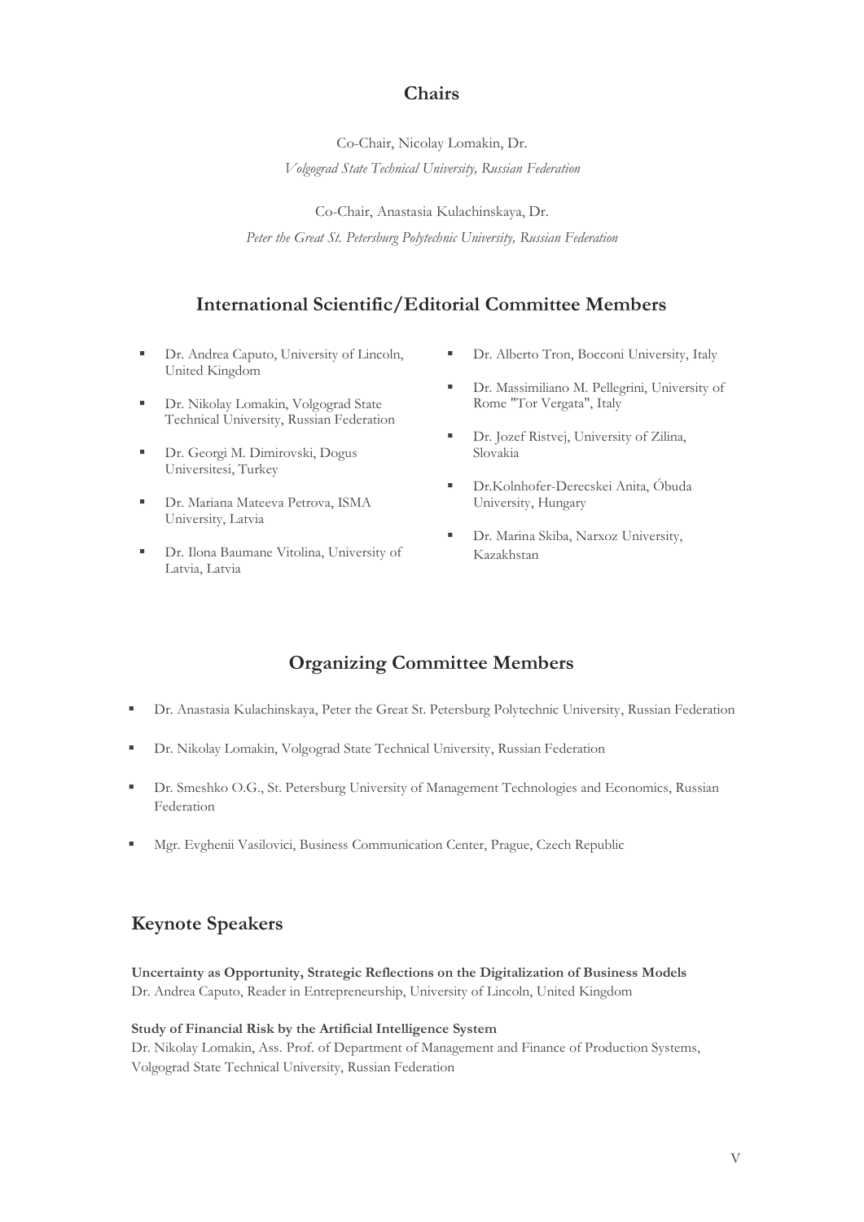## Chairs

Co-Chair, Nicolay Lomakin, Dr.

*Volgograd State Technical University, Russian Federation*

Co-Chair, Anastasia Kulachinskaya, Dr.

*Peter the Great St. Petersburg Polytechnic University, Russian Federation*

## International Scientific/Editorial Committee Members

- Dr. Andrea Caputo, University of Lincoln, United Kingdom
- Dr. Nikolay Lomakin, Volgograd State Technical University, Russian Federation
- Dr. Georgi M. Dimirovski, Dogus Universitesi, Turkey
- Dr. Mariana Mateeva Petrova, ISMA University, Latvia
- Dr. Ilona Baumane Vitolina, University of Latvia, Latvia
- Dr. Alberto Tron, Bocconi University, Italy
- Dr. Massimiliano M. Pellegrini, University of Rome "Tor Vergata", Italy
- Dr. Jozef Ristvej, University of Zilina, Slovakia
- Dr.Kolnhofer-Derecskei Anita, Óbuda University, Hungary
- Dr. Marina Skiba, Narxoz University, Kazakhstan

## Organizing Committee Members

- Dr. Anastasia Kulachinskaya, Peter the Great St. Petersburg Polytechnic University, Russian Federation
- Dr. Nikolay Lomakin, Volgograd State Technical University, Russian Federation
- Dr. Smeshko O.G., St. Petersburg University of Management Technologies and Economics, Russian Federation
- Mgr. Evghenii Vasilovici, Business Communication Center, Prague, Czech Republic

## Keynote Speakers

**Uncertainty as Opportunity, Strategic Reflections on the Digitalization of Business Models**
Dr. Andrea Caputo, Reader in Entrepreneurship, University of Lincoln, United Kingdom

**Study of Financial Risk by the Artificial Intelligence System**
Dr. Nikolay Lomakin, Ass. Prof. of Department of Management and Finance of Production Systems, Volgograd State Technical University, Russian Federation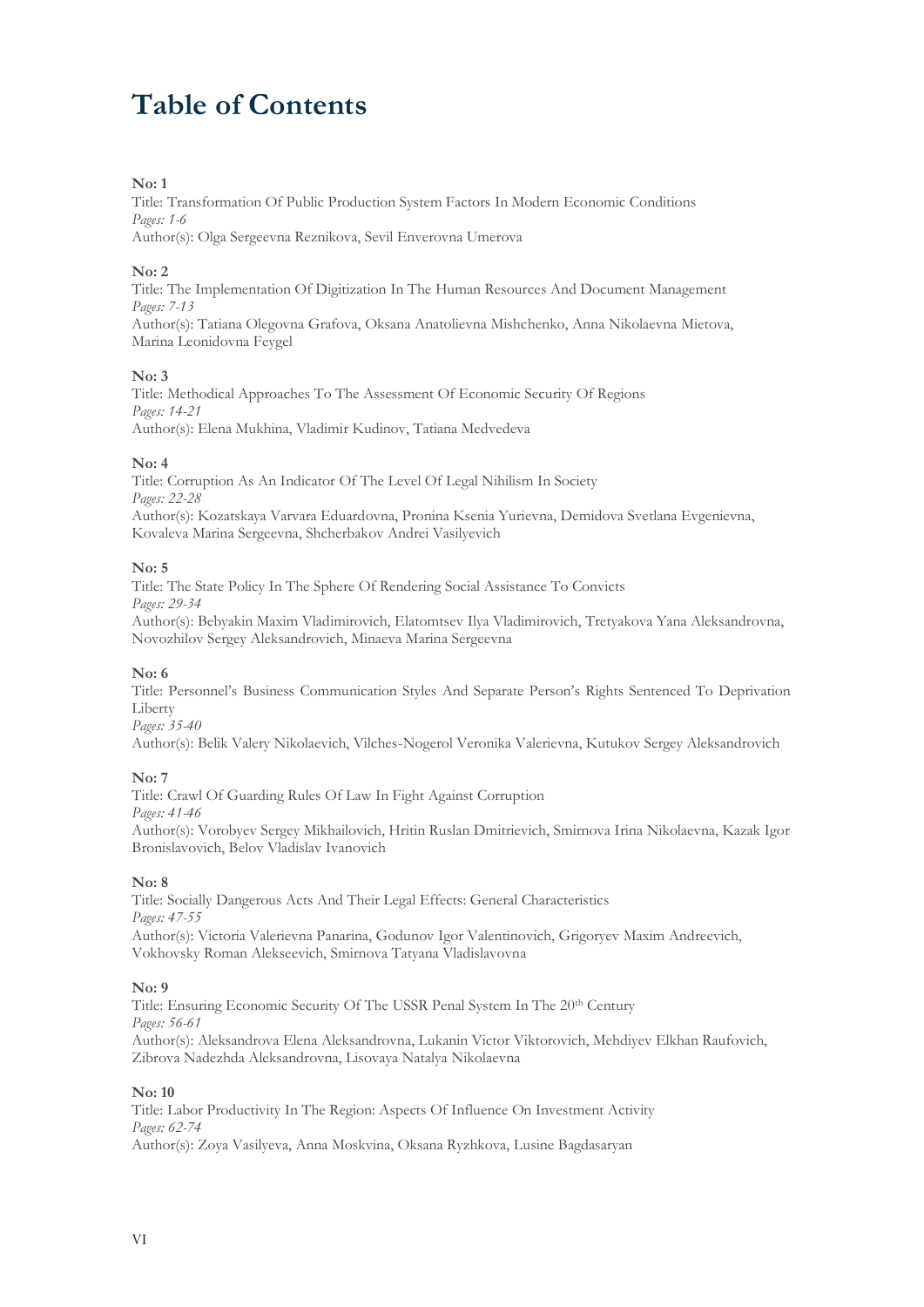# Table of Contents

**No: 1**
Title: Transformation Of Public Production System Factors In Modern Economic Conditions
*Pages: 1-6*
Author(s): Olga Sergeevna Reznikova, Sevil Enverovna Umerova

**No: 2**
Title: The Implementation Of Digitization In The Human Resources And Document Management
*Pages: 7-13*
Author(s): Tatiana Olegovna Grafova, Oksana Anatolievna Mishchenko, Anna Nikolaevna Mietova, Marina Leonidovna Feygel

**No: 3**
Title: Methodical Approaches To The Assessment Of Economic Security Of Regions
*Pages: 14-21*
Author(s): Elena Mukhina, Vladimir Kudinov, Tatiana Medvedeva

**No: 4**
Title: Corruption As An Indicator Of The Level Of Legal Nihilism In Society
*Pages: 22-28*
Author(s): Kozatskaya Varvara Eduardovna, Pronina Ksenia Yurievna, Demidova Svetlana Evgenievna, Kovaleva Marina Sergeevna, Shcherbakov Andrei Vasilyevich

**No: 5**
Title: The State Policy In The Sphere Of Rendering Social Assistance To Convicts
*Pages: 29-34*
Author(s): Bebyakin Maxim Vladimirovich, Elatomtsev Ilya Vladimirovich, Tretyakova Yana Aleksandrovna, Novozhilov Sergey Aleksandrovich, Minaeva Marina Sergeevna

**No: 6**
Title: Personnel's Business Communication Styles And Separate Person's Rights Sentenced To Deprivation Liberty
*Pages: 35-40*
Author(s): Belik Valery Nikolaevich, Vilches-Nogerol Veronika Valerievna, Kutukov Sergey Aleksandrovich

**No: 7**
Title: Crawl Of Guarding Rules Of Law In Fight Against Corruption
*Pages: 41-46*
Author(s): Vorobyev Sergey Mikhailovich, Hritin Ruslan Dmitrievich, Smirnova Irina Nikolaevna, Kazak Igor Bronislavovich, Belov Vladislav Ivanovich

**No: 8**
Title: Socially Dangerous Acts And Their Legal Effects: General Characteristics
*Pages: 47-55*
Author(s): Victoria Valerievna Panarina, Godunov Igor Valentinovich, Grigoryev Maxim Andreevich, Vokhovsky Roman Alekseevich, Smirnova Tatyana Vladislavovna

**No: 9**
Title: Ensuring Economic Security Of The USSR Penal System In The 20th Century
*Pages: 56-61*
Author(s): Aleksandrova Elena Aleksandrovna, Lukanin Victor Viktorovich, Mehdiyev Elkhan Raufovich, Zibrova Nadezhda Aleksandrovna, Lisovaya Natalya Nikolaevna

**No: 10**
Title: Labor Productivity In The Region: Aspects Of Influence On Investment Activity
*Pages: 62-74*
Author(s): Zoya Vasilyeva, Anna Moskvina, Oksana Ryzhkova, Lusine Bagdasaryan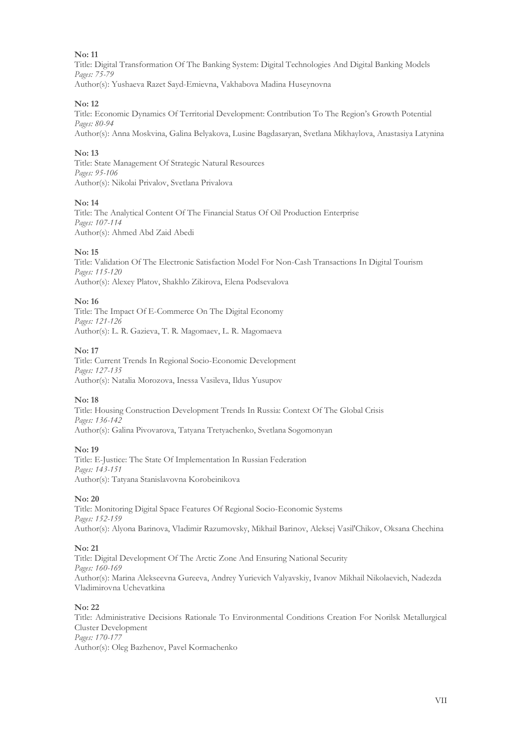**No: 11**
Title: Digital Transformation Of The Banking System: Digital Technologies And Digital Banking Models
*Pages: 75-79*
Author(s): Yushaeva Razet Sayd-Emievna, Vakhabova Madina Huseynovna

**No: 12**
Title: Economic Dynamics Of Territorial Development: Contribution To The Region's Growth Potential
*Pages: 80-94*
Author(s): Anna Moskvina, Galina Belyakova, Lusine Bagdasaryan, Svetlana Mikhaylova, Anastasiya Latynina

**No: 13**
Title: State Management Of Strategic Natural Resources
*Pages: 95-106*
Author(s): Nikolai Privalov, Svetlana Privalova

**No: 14**
Title: The Analytical Content Of The Financial Status Of Oil Production Enterprise
*Pages: 107-114*
Author(s): Ahmed Abd Zaid Abedi

**No: 15**
Title: Validation Of The Electronic Satisfaction Model For Non-Cash Transactions In Digital Tourism
*Pages: 115-120*
Author(s): Alexey Platov, Shakhlo Zikirova, Elena Podsevalova

**No: 16**
Title: The Impact Of E-Commerce On The Digital Economy
*Pages: 121-126*
Author(s): L. R. Gazieva, T. R. Magomaev, L. R. Magomaeva

**No: 17**
Title: Current Trends In Regional Socio-Economic Development
*Pages: 127-135*
Author(s): Natalia Morozova, Inessa Vasileva, Ildus Yusupov

**No: 18**
Title: Housing Construction Development Trends In Russia: Context Of The Global Crisis
*Pages: 136-142*
Author(s): Galina Pivovarova, Tatyana Tretyachenko, Svetlana Sogomonyan

**No: 19**
Title: E-Justice: The State Of Implementation In Russian Federation
*Pages: 143-151*
Author(s): Tatyana Stanislavovna Korobeinikova

**No: 20**
Title: Monitoring Digital Space Features Of Regional Socio-Economic Systems
*Pages: 152-159*
Author(s): Alyona Barinova, Vladimir Razumovsky, Mikhail Barinov, Aleksej Vasil'Chikov, Oksana Chechina

**No: 21**
Title: Digital Development Of The Arctic Zone And Ensuring National Security
*Pages: 160-169*
Author(s): Marina Alekseevna Gureeva, Andrey Yurievich Valyavskiy, Ivanov Mikhail Nikolaevich, Nadezda Vladimirovna Uchevatkina

**No: 22**
Title: Administrative Decisions Rationale To Environmental Conditions Creation For Norilsk Metallurgical Cluster Development
*Pages: 170-177*
Author(s): Oleg Bazhenov, Pavel Kormachenko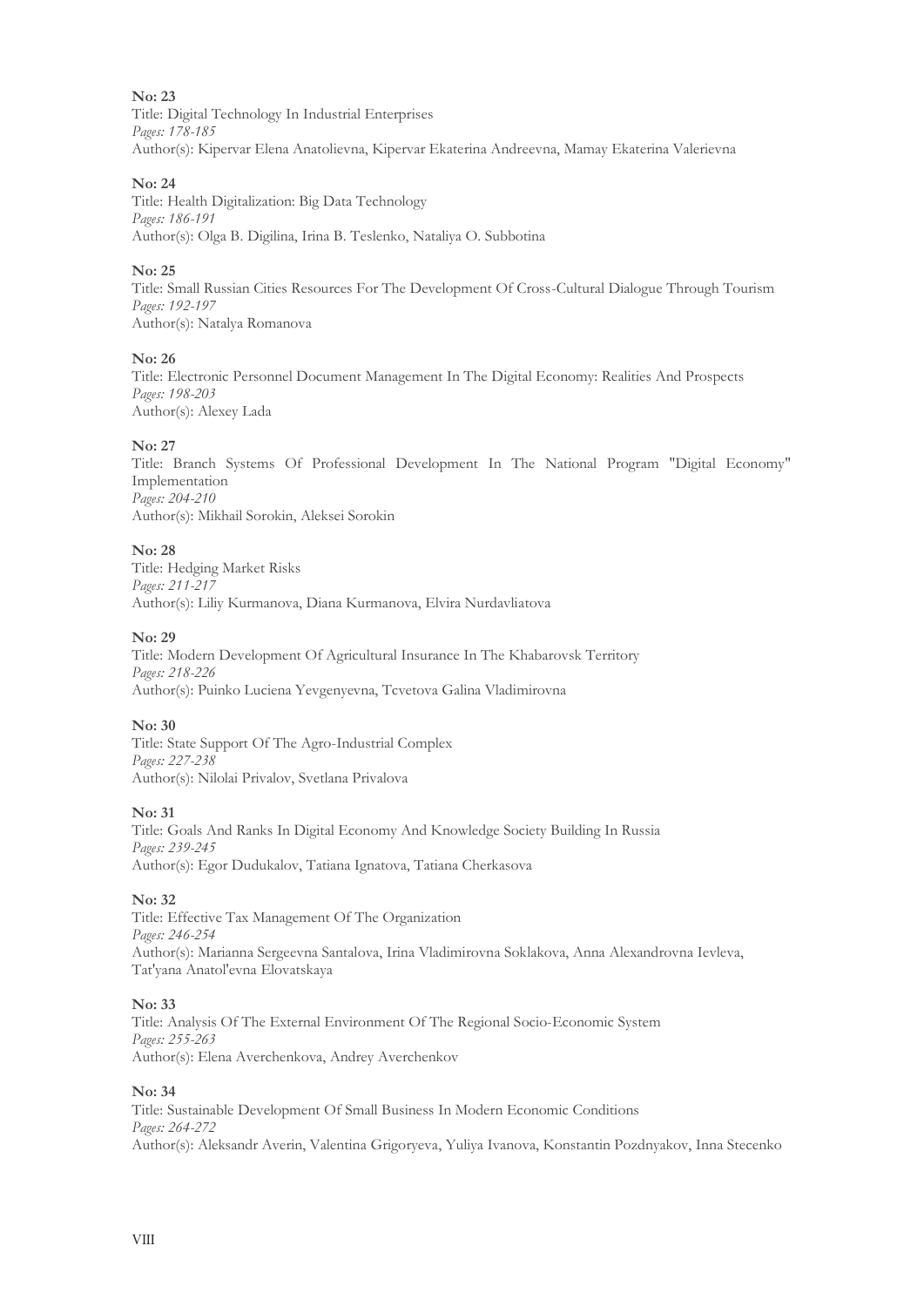**No: 23**
Title: Digital Technology In Industrial Enterprises
*Pages: 178-185*
Author(s): Kipervar Elena Anatolievna, Kipervar Ekaterina Andreevna, Mamay Ekaterina Valerievna

**No: 24**
Title: Health Digitalization: Big Data Technology
*Pages: 186-191*
Author(s): Olga B. Digilina, Irina B. Teslenko, Nataliya O. Subbotina

**No: 25**
Title: Small Russian Cities Resources For The Development Of Cross-Cultural Dialogue Through Tourism
*Pages: 192-197*
Author(s): Natalya Romanova

**No: 26**
Title: Electronic Personnel Document Management In The Digital Economy: Realities And Prospects
*Pages: 198-203*
Author(s): Alexey Lada

**No: 27**
Title: Branch Systems Of Professional Development In The National Program "Digital Economy" Implementation
*Pages: 204-210*
Author(s): Mikhail Sorokin, Aleksei Sorokin

**No: 28**
Title: Hedging Market Risks
*Pages: 211-217*
Author(s): Liliy Kurmanova, Diana Kurmanova, Elvira Nurdavliatova

**No: 29**
Title: Modern Development Of Agricultural Insurance In The Khabarovsk Territory
*Pages: 218-226*
Author(s): Puinko Luciena Yevgenyevna, Tcvetova Galina Vladimirovna

**No: 30**
Title: State Support Of The Agro-Industrial Complex
*Pages: 227-238*
Author(s): Nilolai Privalov, Svetlana Privalova

**No: 31**
Title: Goals And Ranks In Digital Economy And Knowledge Society Building In Russia
*Pages: 239-245*
Author(s): Egor Dudukalov, Tatiana Ignatova, Tatiana Cherkasova

**No: 32**
Title: Effective Tax Management Of The Organization
*Pages: 246-254*
Author(s): Marianna Sergeevna Santalova, Irina Vladimirovna Soklakova, Anna Alexandrovna Ievleva, Tat'yana Anatol'evna Elovatskaya

**No: 33**
Title: Analysis Of The External Environment Of The Regional Socio-Economic System
*Pages: 255-263*
Author(s): Elena Averchenkova, Andrey Averchenkov

**No: 34**
Title: Sustainable Development Of Small Business In Modern Economic Conditions
*Pages: 264-272*
Author(s): Aleksandr Averin, Valentina Grigoryeva, Yuliya Ivanova, Konstantin Pozdnyakov, Inna Stecenko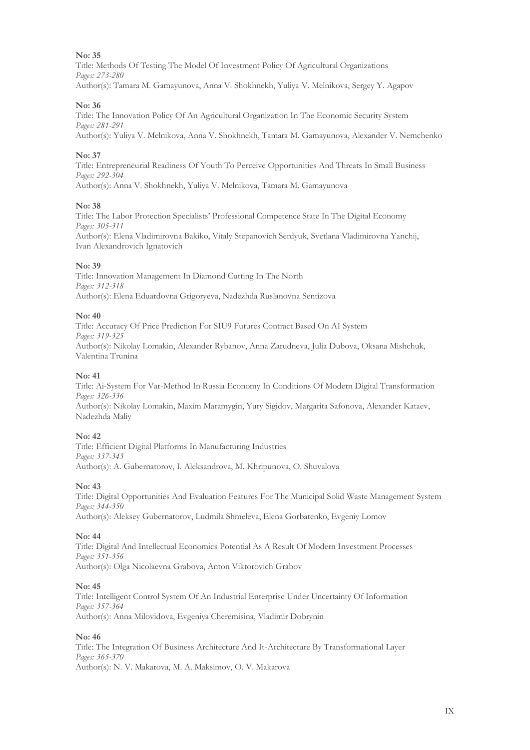**No: 35**

Title: Methods Of Testing The Model Of Investment Policy Of Agricultural Organizations

*Pages: 273-280*

Author(s): Tamara M. Gamayunova, Anna V. Shokhnekh, Yuliya V. Melnikova, Sergey Y. Agapov

**No: 36**

Title: The Innovation Policy Of An Agricultural Organization In The Economic Security System

*Pages: 281-291*

Author(s): Yuliya V. Melnikova, Anna V. Shokhnekh, Tamara M. Gamayunova, Alexander V. Nemchenko

**No: 37**

Title: Entrepreneurial Readiness Of Youth To Perceive Opportunities And Threats In Small Business

*Pages: 292-304*

Author(s): Anna V. Shokhnekh, Yuliya V. Melnikova, Tamara M. Gamayunova

**No: 38**

Title: The Labor Protection Specialists' Professional Competence State In The Digital Economy

*Pages: 305-311*

Author(s): Elena Vladimirovna Bakiko, Vitaly Stepanovich Serdyuk, Svetlana Vladimirovna Yanchij, Ivan Alexandrovich Ignatovich

**No: 39**

Title: Innovation Management In Diamond Cutting In The North

*Pages: 312-318*

Author(s): Elena Eduardovna Grigoryeva, Nadezhda Ruslanovna Sentizova

**No: 40**

Title: Accuracy Of Price Prediction For SIU9 Futures Contract Based On AI System

*Pages: 319-325*

Author(s): Nikolay Lomakin, Alexander Rybanov, Anna Zarudneva, Julia Dubova, Oksana Mishchuk, Valentina Trunina

**No: 41**

Title: Ai-System For Var-Method In Russia Economy In Conditions Of Modern Digital Transformation

*Pages: 326-336*

Author(s): Nikolay Lomakin, Maxim Maramygin, Yury Sigidov, Margarita Safonova, Alexander Kataev, Nadezhda Maliy

**No: 42**

Title: Efficient Digital Platforms In Manufacturing Industries

*Pages: 337-343*

Author(s): A. Gubernatorov, I. Aleksandrova, M. Khripunova, O. Shuvalova

**No: 43**

Title: Digital Opportunities And Evaluation Features For The Municipal Solid Waste Management System

*Pages: 344-350*

Author(s): Aleksey Gubernatorov, Ludmila Shmeleva, Elena Gorbatenko, Evgeniy Lomov

**No: 44**

Title: Digital And Intellectual Economics Potential As A Result Of Modern Investment Processes

*Pages: 351-356*

Author(s): Olga Nicolaevna Grabova, Anton Viktorovich Grabov

**No: 45**

Title: Intelligent Control System Of An Industrial Enterprise Under Uncertainty Of Information

*Pages: 357-364*

Author(s): Anna Milovidova, Evgeniya Cheremisina, Vladimir Dobrynin

**No: 46**

Title: The Integration Of Business Architecture And It-Architecture By Transformational Layer

*Pages: 365-370*

Author(s): N. V. Makarova, M. A. Maksimov, O. V. Makarova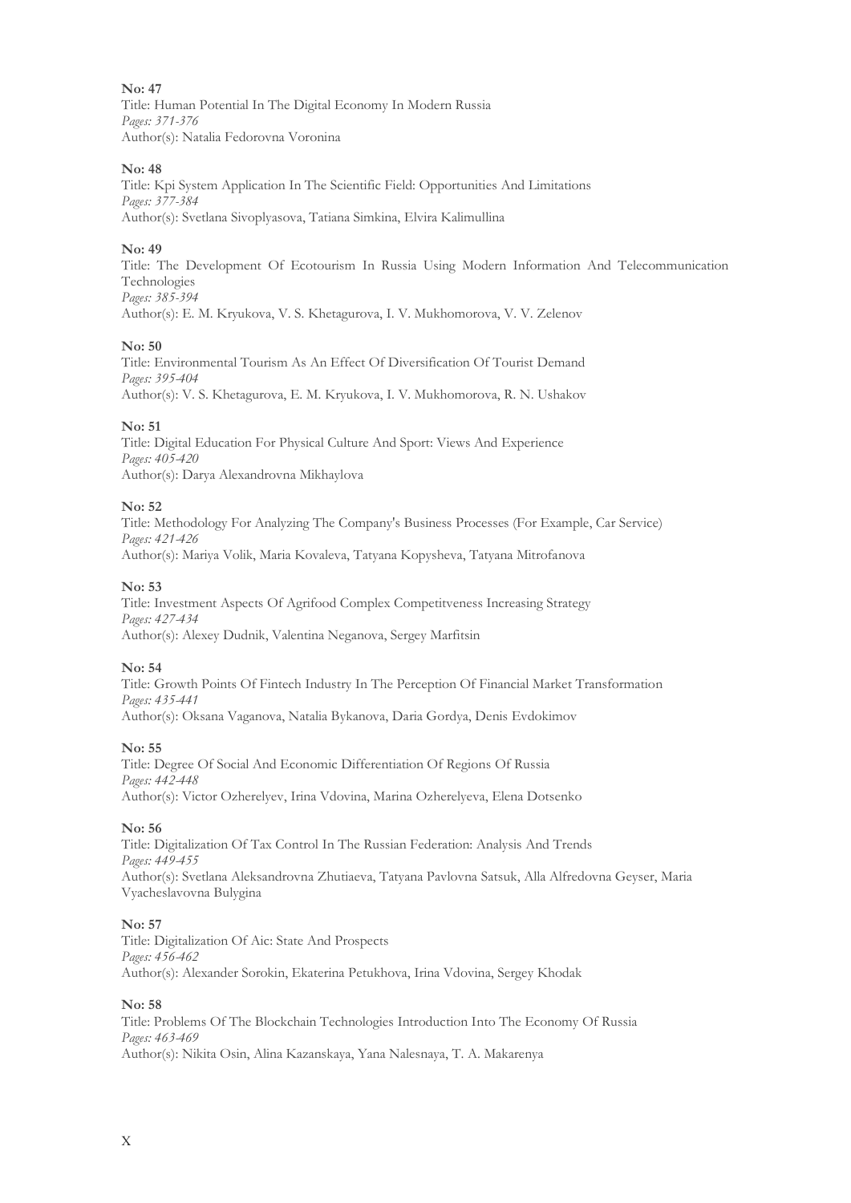**No: 47**
Title: Human Potential In The Digital Economy In Modern Russia
*Pages: 371-376*
Author(s): Natalia Fedorovna Voronina

**No: 48**
Title: Kpi System Application In The Scientific Field: Opportunities And Limitations
*Pages: 377-384*
Author(s): Svetlana Sivoplyasova, Tatiana Simkina, Elvira Kalimullina

**No: 49**
Title: The Development Of Ecotourism In Russia Using Modern Information And Telecommunication Technologies
*Pages: 385-394*
Author(s): E. M. Kryukova, V. S. Khetagurova, I. V. Mukhomorova, V. V. Zelenov

**No: 50**
Title: Environmental Tourism As An Effect Of Diversification Of Tourist Demand
*Pages: 395-404*
Author(s): V. S. Khetagurova, E. M. Kryukova, I. V. Mukhomorova, R. N. Ushakov

**No: 51**
Title: Digital Education For Physical Culture And Sport: Views And Experience
*Pages: 405-420*
Author(s): Darya Alexandrovna Mikhaylova

**No: 52**
Title: Methodology For Analyzing The Company's Business Processes (For Example, Car Service)
*Pages: 421-426*
Author(s): Mariya Volik, Maria Kovaleva, Tatyana Kopysheva, Tatyana Mitrofanova

**No: 53**
Title: Investment Aspects Of Agrifood Complex Competitveness Increasing Strategy
*Pages: 427-434*
Author(s): Alexey Dudnik, Valentina Neganova, Sergey Marfitsin

**No: 54**
Title: Growth Points Of Fintech Industry In The Perception Of Financial Market Transformation
*Pages: 435-441*
Author(s): Oksana Vaganova, Natalia Bykanova, Daria Gordya, Denis Evdokimov

**No: 55**
Title: Degree Of Social And Economic Differentiation Of Regions Of Russia
*Pages: 442-448*
Author(s): Victor Ozherelyev, Irina Vdovina, Marina Ozherelyeva, Elena Dotsenko

**No: 56**
Title: Digitalization Of Tax Control In The Russian Federation: Analysis And Trends
*Pages: 449-455*
Author(s): Svetlana Aleksandrovna Zhutiaeva, Tatyana Pavlovna Satsuk, Alla Alfredovna Geyser, Maria Vyacheslavovna Bulygina

**No: 57**
Title: Digitalization Of Aic: State And Prospects
*Pages: 456-462*
Author(s): Alexander Sorokin, Ekaterina Petukhova, Irina Vdovina, Sergey Khodak

**No: 58**
Title: Problems Of The Blockchain Technologies Introduction Into The Economy Of Russia
*Pages: 463-469*
Author(s): Nikita Osin, Alina Kazanskaya, Yana Nalesnaya, T. A. Makarenya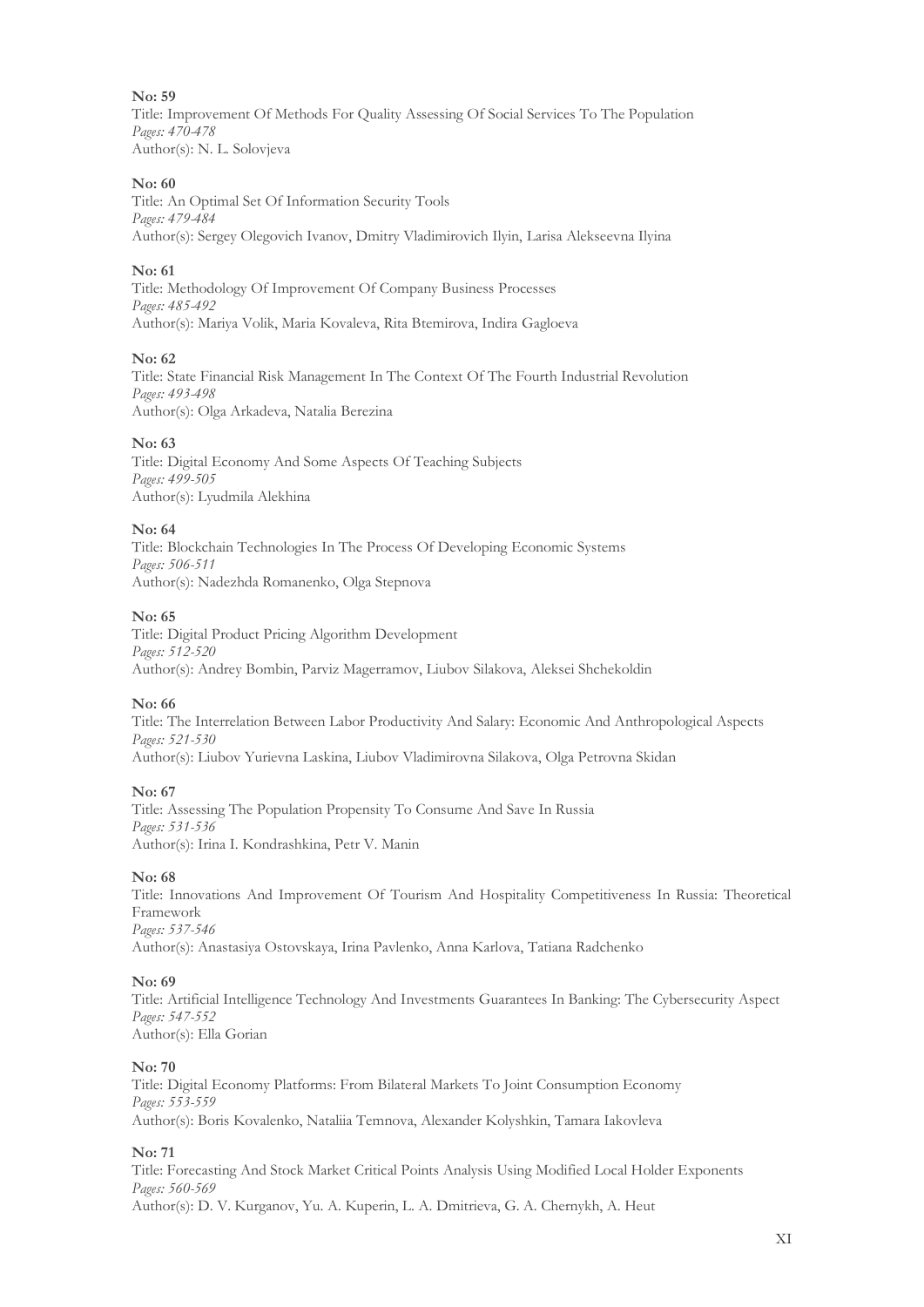**No: 59**
Title: Improvement Of Methods For Quality Assessing Of Social Services To The Population
*Pages: 470-478*
Author(s): N. L. Solovjeva

**No: 60**
Title: An Optimal Set Of Information Security Tools
*Pages: 479-484*
Author(s): Sergey Olegovich Ivanov, Dmitry Vladimirovich Ilyin, Larisa Alekseevna Ilyina

**No: 61**
Title: Methodology Of Improvement Of Company Business Processes
*Pages: 485-492*
Author(s): Mariya Volik, Maria Kovaleva, Rita Btemirova, Indira Gagloeva

**No: 62**
Title: State Financial Risk Management In The Context Of The Fourth Industrial Revolution
*Pages: 493-498*
Author(s): Olga Arkadeva, Natalia Berezina

**No: 63**
Title: Digital Economy And Some Aspects Of Teaching Subjects
*Pages: 499-505*
Author(s): Lyudmila Alekhina

**No: 64**
Title: Blockchain Technologies In The Process Of Developing Economic Systems
*Pages: 506-511*
Author(s): Nadezhda Romanenko, Olga Stepnova

**No: 65**
Title: Digital Product Pricing Algorithm Development
*Pages: 512-520*
Author(s): Andrey Bombin, Parviz Magerramov, Liubov Silakova, Aleksei Shchekoldin

**No: 66**
Title: The Interrelation Between Labor Productivity And Salary: Economic And Anthropological Aspects
*Pages: 521-530*
Author(s): Liubov Yurievna Laskina, Liubov Vladimirovna Silakova, Olga Petrovna Skidan

**No: 67**
Title: Assessing The Population Propensity To Consume And Save In Russia
*Pages: 531-536*
Author(s): Irina I. Kondrashkina, Petr V. Manin

**No: 68**
Title: Innovations And Improvement Of Tourism And Hospitality Competitiveness In Russia: Theoretical Framework
*Pages: 537-546*
Author(s): Anastasiya Ostovskaya, Irina Pavlenko, Anna Karlova, Tatiana Radchenko

**No: 69**
Title: Artificial Intelligence Technology And Investments Guarantees In Banking: The Cybersecurity Aspect
*Pages: 547-552*
Author(s): Ella Gorian

**No: 70**
Title: Digital Economy Platforms: From Bilateral Markets To Joint Consumption Economy
*Pages: 553-559*
Author(s): Boris Kovalenko, Nataliia Temnova, Alexander Kolyshkin, Tamara Iakovleva

**No: 71**
Title: Forecasting And Stock Market Critical Points Analysis Using Modified Local Holder Exponents
*Pages: 560-569*
Author(s): D. V. Kurganov, Yu. A. Kuperin, L. A. Dmitrieva, G. A. Chernykh, A. Heut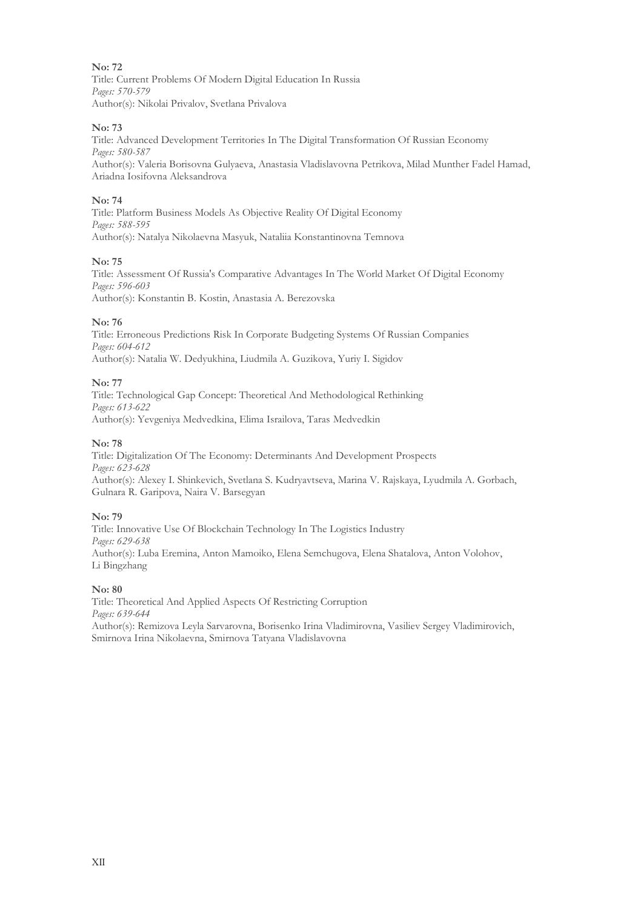**No: 72**
Title: Current Problems Of Modern Digital Education In Russia
*Pages: 570-579*
Author(s): Nikolai Privalov, Svetlana Privalova

**No: 73**
Title: Advanced Development Territories In The Digital Transformation Of Russian Economy
*Pages: 580-587*
Author(s): Valeria Borisovna Gulyaeva, Anastasia Vladislavovna Petrikova, Milad Munther Fadel Hamad, Ariadna Iosifovna Aleksandrova

**No: 74**
Title: Platform Business Models As Objective Reality Of Digital Economy
*Pages: 588-595*
Author(s): Natalya Nikolaevna Masyuk, Nataliia Konstantinovna Temnova

**No: 75**
Title: Assessment Of Russia's Comparative Advantages In The World Market Of Digital Economy
*Pages: 596-603*
Author(s): Konstantin B. Kostin, Anastasia A. Berezovska

**No: 76**
Title: Erroneous Predictions Risk In Corporate Budgeting Systems Of Russian Companies
*Pages: 604-612*
Author(s): Natalia W. Dedyukhina, Liudmila A. Guzikova, Yuriy I. Sigidov

**No: 77**
Title: Technological Gap Concept: Theoretical And Methodological Rethinking
*Pages: 613-622*
Author(s): Yevgeniya Medvedkina, Elima Israilova, Taras Medvedkin

**No: 78**
Title: Digitalization Of The Economy: Determinants And Development Prospects
*Pages: 623-628*
Author(s): Alexey I. Shinkevich, Svetlana S. Kudryavtseva, Marina V. Rajskaya, Lyudmila A. Gorbach, Gulnara R. Garipova, Naira V. Barsegyan

**No: 79**
Title: Innovative Use Of Blockchain Technology In The Logistics Industry
*Pages: 629-638*
Author(s): Luba Eremina, Anton Mamoiko, Elena Semchugova, Elena Shatalova, Anton Volohov, Li Bingzhang

**No: 80**
Title: Theoretical And Applied Aspects Of Restricting Corruption
*Pages: 639-644*
Author(s): Remizova Leyla Sarvarovna, Borisenko Irina Vladimirovna, Vasiliev Sergey Vladimirovich, Smirnova Irina Nikolaevna, Smirnova Tatyana Vladislavovna